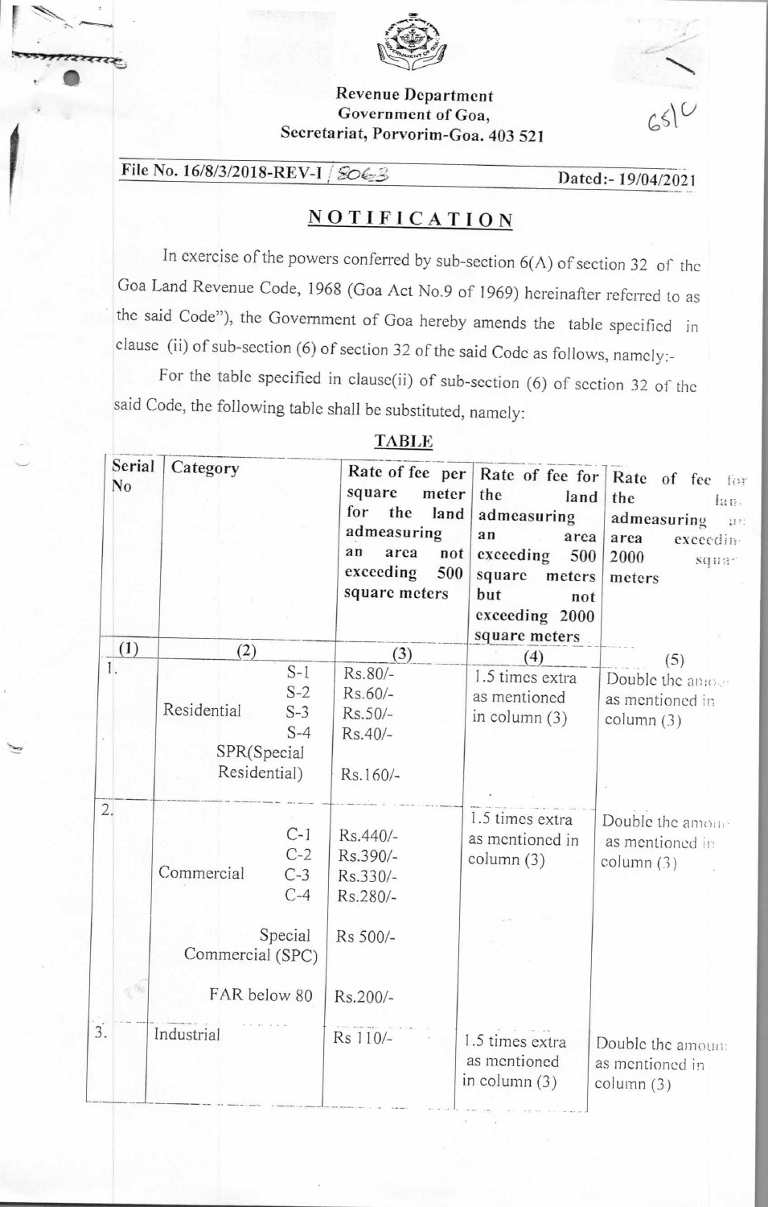Revenue Department
Government of Goa,
Secretariat, Porvorim-Goa. 403 521

65|C

File No. 16/8/3/2018-REV-I / 8063 Dated:- 19/04/2021

## NOTIFICATION

In exercise of the powers conferred by sub-section 6(A) of section 32 of the Goa Land Revenue Code, 1968 (Goa Act No.9 of 1969) hereinafter referred to as the said Code"), the Government of Goa hereby amends the table specified in clause (ii) of sub-section (6) of section 32 of the said Code as follows, namely:-

For the table specified in clause(ii) of sub-section (6) of section 32 of the said Code, the following table shall be substituted, namely:

**TABLE**

| Serial No | Category | Rate of fee per square meter for the land admeasuring an area not exceeding 500 square meters | Rate of fee for the land admeasuring an area exceeding 500 square meters but not exceeding 2000 square meters | Rate of fee for the land admeasuring an area exceeding 2000 square meters |
|---|---|---|---|---|
| (1) | (2) | (3) | (4) | (5) |
| 1. | Residential S-1 | Rs.80/- | 1.5 times extra as mentioned in column (3) | Double the amount as mentioned in column (3) |
| | S-2 | Rs.60/- | | |
| | S-3 | Rs.50/- | | |
| | S-4 | Rs.40/- | | |
| | SPR(Special Residential) | Rs.160/- | | |
| 2. | Commercial C-1 | Rs.440/- | 1.5 times extra as mentioned in column (3) | Double the amount as mentioned in column (3) |
| | C-2 | Rs.390/- | | |
| | C-3 | Rs.330/- | | |
| | C-4 | Rs.280/- | | |
| | Special Commercial (SPC) | Rs 500/- | | |
| | FAR below 80 | Rs.200/- | | |
| 3. | Industrial | Rs 110/- | 1.5 times extra as mentioned in column (3) | Double the amount as mentioned in column (3) |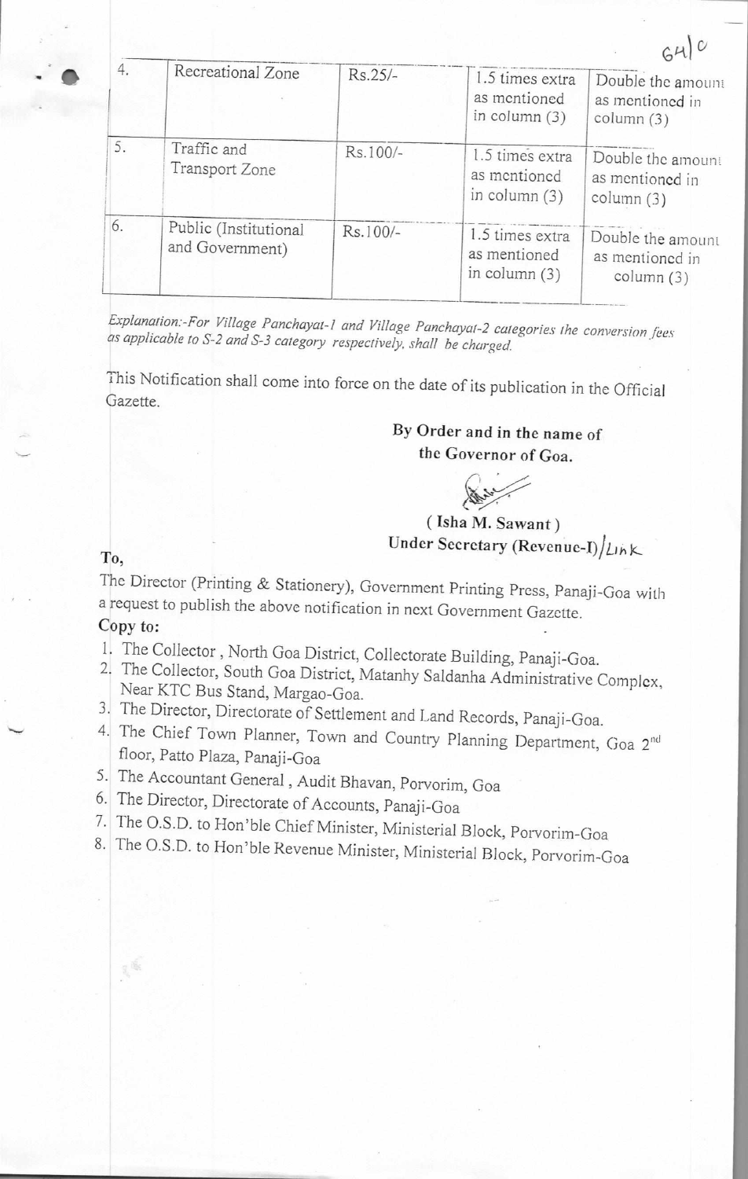| | | | | |
|---|---|---|---|---|
| 4. | Recreational Zone | Rs.25/- | 1.5 times extra as mentioned in column (3) | Double the amount as mentioned in column (3) |
| 5. | Traffic and Transport Zone | Rs.100/- | 1.5 times extra as mentioned in column (3) | Double the amount as mentioned in column (3) |
| 6. | Public (Institutional and Government) | Rs.100/- | 1.5 times extra as mentioned in column (3) | Double the amount as mentioned in column (3) |

*Explanation:-For Village Panchayat-1 and Village Panchayat-2 categories the conversion fees as applicable to S-2 and S-3 category respectively, shall be charged.*

This Notification shall come into force on the date of its publication in the Official Gazette.

**By Order and in the name of the Governor of Goa.**

**( Isha M. Sawant )**
**Under Secretary (Revenue-I)**/Link

**To,**

The Director (Printing & Stationery), Government Printing Press, Panaji-Goa with a request to publish the above notification in next Government Gazette.

**Copy to:**

1. The Collector , North Goa District, Collectorate Building, Panaji-Goa.
2. The Collector, South Goa District, Matanhy Saldanha Administrative Complex, Near KTC Bus Stand, Margao-Goa.
3. The Director, Directorate of Settlement and Land Records, Panaji-Goa.
4. The Chief Town Planner, Town and Country Planning Department, Goa 2nd floor, Patto Plaza, Panaji-Goa
5. The Accountant General , Audit Bhavan, Porvorim, Goa
6. The Director, Directorate of Accounts, Panaji-Goa
7. The O.S.D. to Hon'ble Chief Minister, Ministerial Block, Porvorim-Goa
8. The O.S.D. to Hon'ble Revenue Minister, Ministerial Block, Porvorim-Goa